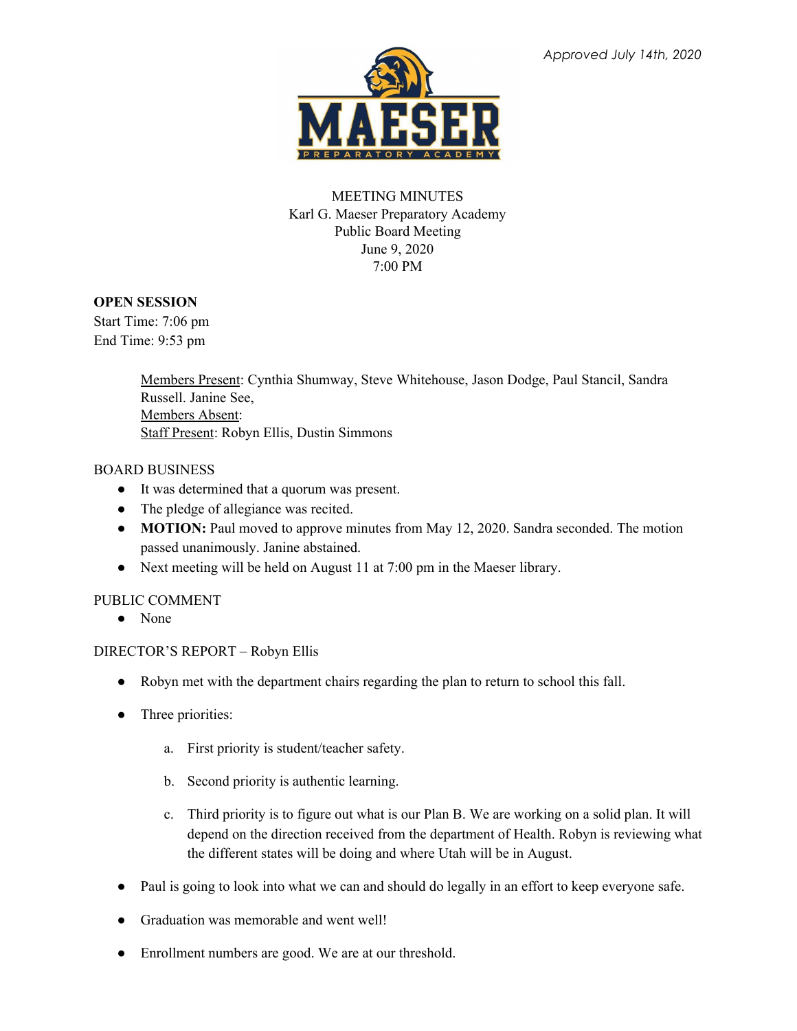*Approved July 14th, 2020*

MEETING MINUTES
Karl G. Maeser Preparatory Academy
Public Board Meeting
June 9, 2020
7:00 PM

**OPEN SESSION**

Start Time: 7:06 pm
End Time: 9:53 pm

> Members Present: Cynthia Shumway, Steve Whitehouse, Jason Dodge, Paul Stancil, Sandra Russell. Janine See,
> Members Absent:
> Staff Present: Robyn Ellis, Dustin Simmons

BOARD BUSINESS

- It was determined that a quorum was present.
- The pledge of allegiance was recited.
- **MOTION:** Paul moved to approve minutes from May 12, 2020. Sandra seconded. The motion passed unanimously. Janine abstained.
- Next meeting will be held on August 11 at 7:00 pm in the Maeser library.

PUBLIC COMMENT

- None

DIRECTOR'S REPORT – Robyn Ellis

- Robyn met with the department chairs regarding the plan to return to school this fall.
- Three priorities:
  a. First priority is student/teacher safety.
  b. Second priority is authentic learning.
  c. Third priority is to figure out what is our Plan B. We are working on a solid plan. It will depend on the direction received from the department of Health. Robyn is reviewing what the different states will be doing and where Utah will be in August.
- Paul is going to look into what we can and should do legally in an effort to keep everyone safe.
- Graduation was memorable and went well!
- Enrollment numbers are good. We are at our threshold.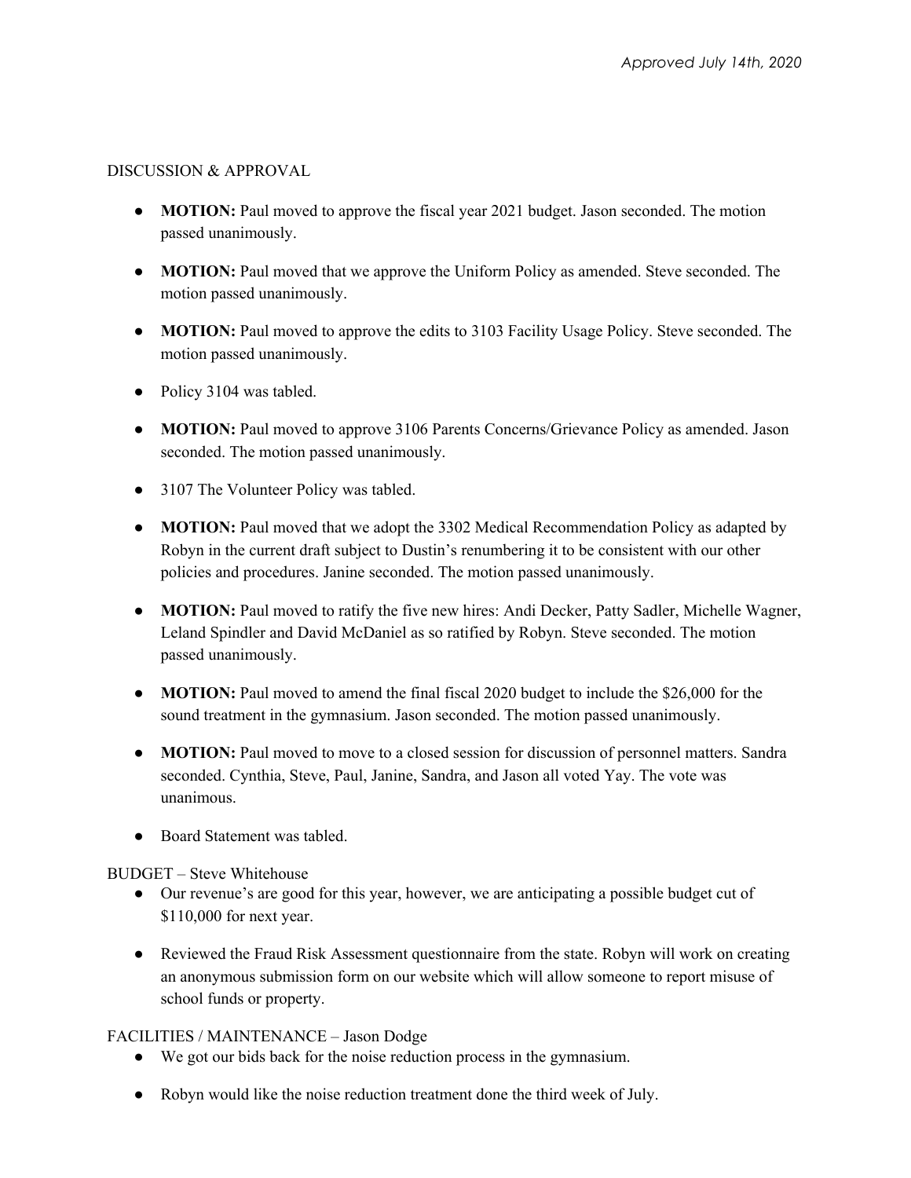*Approved July 14th, 2020*

DISCUSSION & APPROVAL

- **MOTION:** Paul moved to approve the fiscal year 2021 budget. Jason seconded. The motion passed unanimously.
- **MOTION:** Paul moved that we approve the Uniform Policy as amended. Steve seconded. The motion passed unanimously.
- **MOTION:** Paul moved to approve the edits to 3103 Facility Usage Policy. Steve seconded. The motion passed unanimously.
- Policy 3104 was tabled.
- **MOTION:** Paul moved to approve 3106 Parents Concerns/Grievance Policy as amended. Jason seconded. The motion passed unanimously.
- 3107 The Volunteer Policy was tabled.
- **MOTION:** Paul moved that we adopt the 3302 Medical Recommendation Policy as adapted by Robyn in the current draft subject to Dustin's renumbering it to be consistent with our other policies and procedures. Janine seconded. The motion passed unanimously.
- **MOTION:** Paul moved to ratify the five new hires: Andi Decker, Patty Sadler, Michelle Wagner, Leland Spindler and David McDaniel as so ratified by Robyn. Steve seconded. The motion passed unanimously.
- **MOTION:** Paul moved to amend the final fiscal 2020 budget to include the $26,000 for the sound treatment in the gymnasium. Jason seconded. The motion passed unanimously.
- **MOTION:** Paul moved to move to a closed session for discussion of personnel matters. Sandra seconded. Cynthia, Steve, Paul, Janine, Sandra, and Jason all voted Yay. The vote was unanimous.
- Board Statement was tabled.

BUDGET – Steve Whitehouse

- Our revenue's are good for this year, however, we are anticipating a possible budget cut of $110,000 for next year.
- Reviewed the Fraud Risk Assessment questionnaire from the state. Robyn will work on creating an anonymous submission form on our website which will allow someone to report misuse of school funds or property.

FACILITIES / MAINTENANCE – Jason Dodge

- We got our bids back for the noise reduction process in the gymnasium.
- Robyn would like the noise reduction treatment done the third week of July.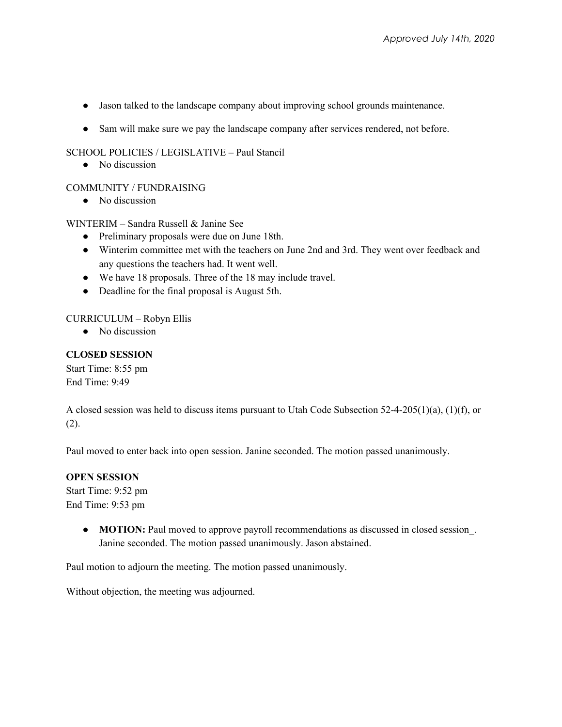*Approved July 14th, 2020*

- Jason talked to the landscape company about improving school grounds maintenance.
- Sam will make sure we pay the landscape company after services rendered, not before.

SCHOOL POLICIES / LEGISLATIVE – Paul Stancil

- No discussion

COMMUNITY / FUNDRAISING

- No discussion

WINTERIM – Sandra Russell & Janine See

- Preliminary proposals were due on June 18th.
- Winterim committee met with the teachers on June 2nd and 3rd. They went over feedback and any questions the teachers had. It went well.
- We have 18 proposals. Three of the 18 may include travel.
- Deadline for the final proposal is August 5th.

CURRICULUM – Robyn Ellis

- No discussion

**CLOSED SESSION**

Start Time: 8:55 pm
End Time: 9:49

A closed session was held to discuss items pursuant to Utah Code Subsection 52-4-205(1)(a), (1)(f), or (2).

Paul moved to enter back into open session. Janine seconded. The motion passed unanimously.

**OPEN SESSION**

Start Time: 9:52 pm
End Time: 9:53 pm

- **MOTION:** Paul moved to approve payroll recommendations as discussed in closed session_. Janine seconded. The motion passed unanimously. Jason abstained.

Paul motion to adjourn the meeting. The motion passed unanimously.

Without objection, the meeting was adjourned.